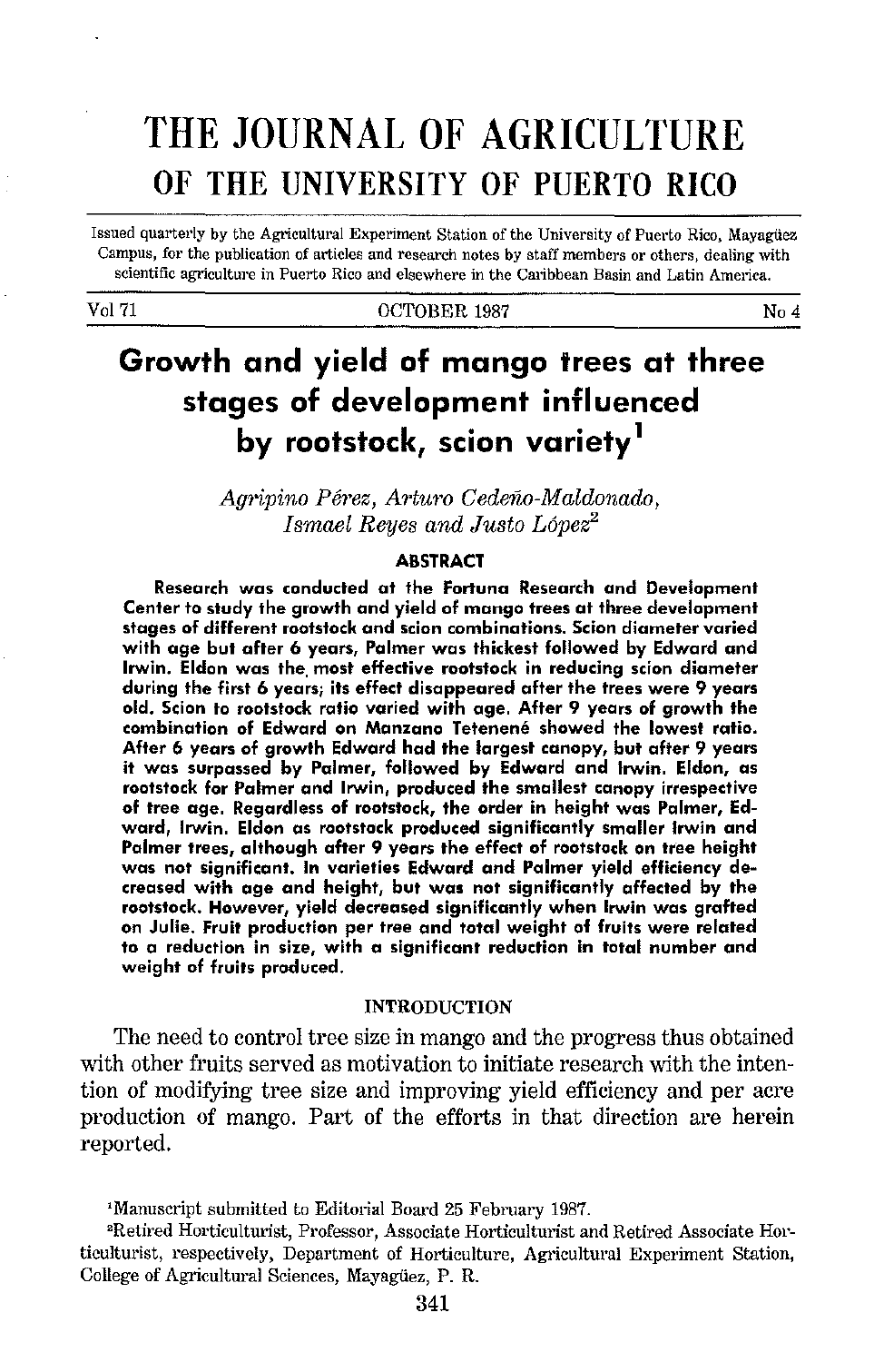# THE JOURNAL OF AGRICULTURE
## OF THE UNIVERSITY OF PUERTO RICO

Issued quarterly by the Agricultural Experiment Station of the University of Puerto Rico, Mayagüez Campus, for the publication of articles and research notes by staff members or others, dealing with scientific agriculture in Puerto Rico and elsewhere in the Caribbean Basin and Latin America.

Vol 71 — OCTOBER 1987 — No 4

# Growth and yield of mango trees at three stages of development influenced by rootstock, scion variety[1]

*Agripino Pérez, Arturo Cedeño-Maldonado, Ismael Reyes and Justo López*[2]

### ABSTRACT

**Research was conducted at the Fortuna Research and Development Center to study the growth and yield of mango trees at three development stages of different rootstock and scion combinations. Scion diameter varied with age but after 6 years, Palmer was thickest followed by Edward and Irwin. Eldon was the most effective rootstock in reducing scion diameter during the first 6 years; its effect disappeared after the trees were 9 years old. Scion to rootstock ratio varied with age. After 9 years of growth the combination of Edward on Manzano Tetenené showed the lowest ratio. After 6 years of growth Edward had the largest canopy, but after 9 years it was surpassed by Palmer, followed by Edward and Irwin. Eldon, as rootstock for Palmer and Irwin, produced the smallest canopy irrespective of tree age. Regardless of rootstock, the order in height was Palmer, Edward, Irwin. Eldon as rootstock produced significantly smaller Irwin and Palmer trees, although after 9 years the effect of rootstock on tree height was not significant. In varieties Edward and Palmer yield efficiency decreased with age and height, but was not significantly affected by the rootstock. However, yield decreased significantly when Irwin was grafted on Julie. Fruit production per tree and total weight of fruits were related to a reduction in size, with a significant reduction in total number and weight of fruits produced.**

### INTRODUCTION

The need to control tree size in mango and the progress thus obtained with other fruits served as motivation to initiate research with the intention of modifying tree size and improving yield efficiency and per acre production of mango. Part of the efforts in that direction are herein reported.

[1]Manuscript submitted to Editorial Board 25 February 1987.

[2]Retired Horticulturist, Professor, Associate Horticulturist and Retired Associate Horticulturist, respectively, Department of Horticulture, Agricultural Experiment Station, College of Agricultural Sciences, Mayagüez, P. R.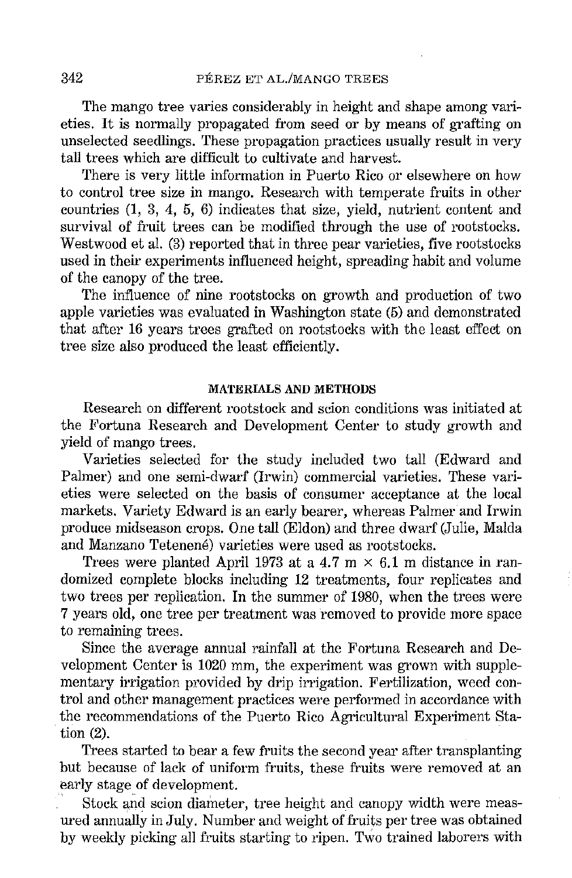The mango tree varies considerably in height and shape among varieties. It is normally propagated from seed or by means of grafting on unselected seedlings. These propagation practices usually result in very tall trees which are difficult to cultivate and harvest.

There is very little information in Puerto Rico or elsewhere on how to control tree size in mango. Research with temperate fruits in other countries (1, 3, 4, 5, 6) indicates that size, yield, nutrient content and survival of fruit trees can be modified through the use of rootstocks. Westwood et al. (3) reported that in three pear varieties, five rootstocks used in their experiments influenced height, spreading habit and volume of the canopy of the tree.

The influence of nine rootstocks on growth and production of two apple varieties was evaluated in Washington state (5) and demonstrated that after 16 years trees grafted on rootstocks with the least effect on tree size also produced the least efficiently.

## MATERIALS AND METHODS

Research on different rootstock and scion conditions was initiated at the Fortuna Research and Development Center to study growth and yield of mango trees.

Varieties selected for the study included two tall (Edward and Palmer) and one semi-dwarf (Irwin) commercial varieties. These varieties were selected on the basis of consumer acceptance at the local markets. Variety Edward is an early bearer, whereas Palmer and Irwin produce midseason crops. One tall (Eldon) and three dwarf (Julie, Malda and Manzano Tetenené) varieties were used as rootstocks.

Trees were planted April 1973 at a 4.7 m × 6.1 m distance in randomized complete blocks including 12 treatments, four replicates and two trees per replication. In the summer of 1980, when the trees were 7 years old, one tree per treatment was removed to provide more space to remaining trees.

Since the average annual rainfall at the Fortuna Research and Development Center is 1020 mm, the experiment was grown with supplementary irrigation provided by drip irrigation. Fertilization, weed control and other management practices were performed in accordance with the recommendations of the Puerto Rico Agricultural Experiment Station (2).

Trees started to bear a few fruits the second year after transplanting but because of lack of uniform fruits, these fruits were removed at an early stage of development.

Stock and scion diameter, tree height and canopy width were measured annually in July. Number and weight of fruits per tree was obtained by weekly picking all fruits starting to ripen. Two trained laborers with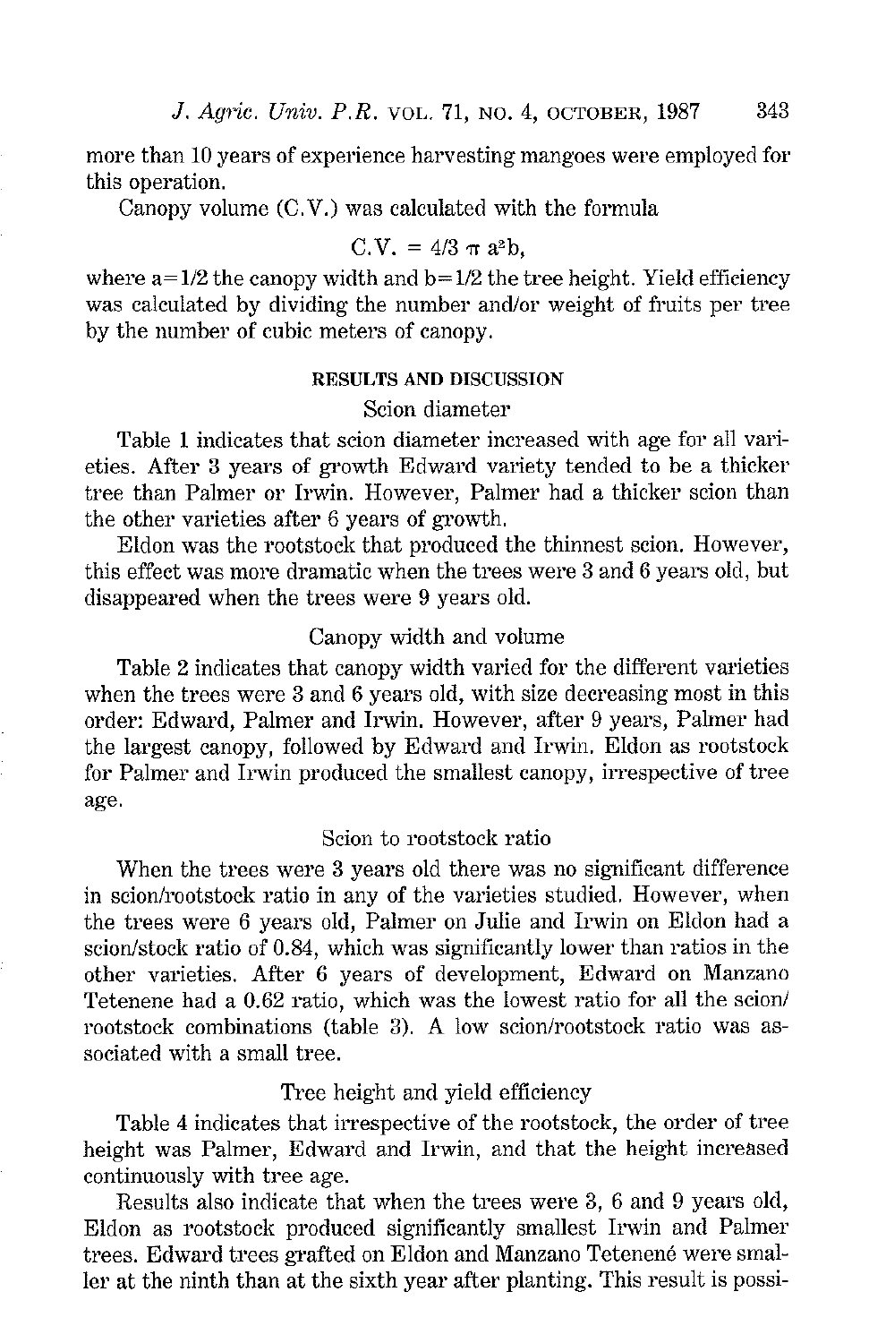more than 10 years of experience harvesting mangoes were employed for this operation.

Canopy volume (C.V.) was calculated with the formula

$$C.V. = 4/3\ \pi\ a^2b,$$

where $a = 1/2$ the canopy width and $b = 1/2$ the tree height. Yield efficiency was calculated by dividing the number and/or weight of fruits per tree by the number of cubic meters of canopy.

## RESULTS AND DISCUSSION

### Scion diameter

Table 1 indicates that scion diameter increased with age for all varieties. After 3 years of growth Edward variety tended to be a thicker tree than Palmer or Irwin. However, Palmer had a thicker scion than the other varieties after 6 years of growth.

Eldon was the rootstock that produced the thinnest scion. However, this effect was more dramatic when the trees were 3 and 6 years old, but disappeared when the trees were 9 years old.

### Canopy width and volume

Table 2 indicates that canopy width varied for the different varieties when the trees were 3 and 6 years old, with size decreasing most in this order: Edward, Palmer and Irwin. However, after 9 years, Palmer had the largest canopy, followed by Edward and Irwin. Eldon as rootstock for Palmer and Irwin produced the smallest canopy, irrespective of tree age.

### Scion to rootstock ratio

When the trees were 3 years old there was no significant difference in scion/rootstock ratio in any of the varieties studied. However, when the trees were 6 years old, Palmer on Julie and Irwin on Eldon had a scion/stock ratio of 0.84, which was significantly lower than ratios in the other varieties. After 6 years of development, Edward on Manzano Tetenene had a 0.62 ratio, which was the lowest ratio for all the scion/rootstock combinations (table 3). A low scion/rootstock ratio was associated with a small tree.

### Tree height and yield efficiency

Table 4 indicates that irrespective of the rootstock, the order of tree height was Palmer, Edward and Irwin, and that the height increased continuously with tree age.

Results also indicate that when the trees were 3, 6 and 9 years old, Eldon as rootstock produced significantly smallest Irwin and Palmer trees. Edward trees grafted on Eldon and Manzano Tetenené were smaller at the ninth than at the sixth year after planting. This result is possi-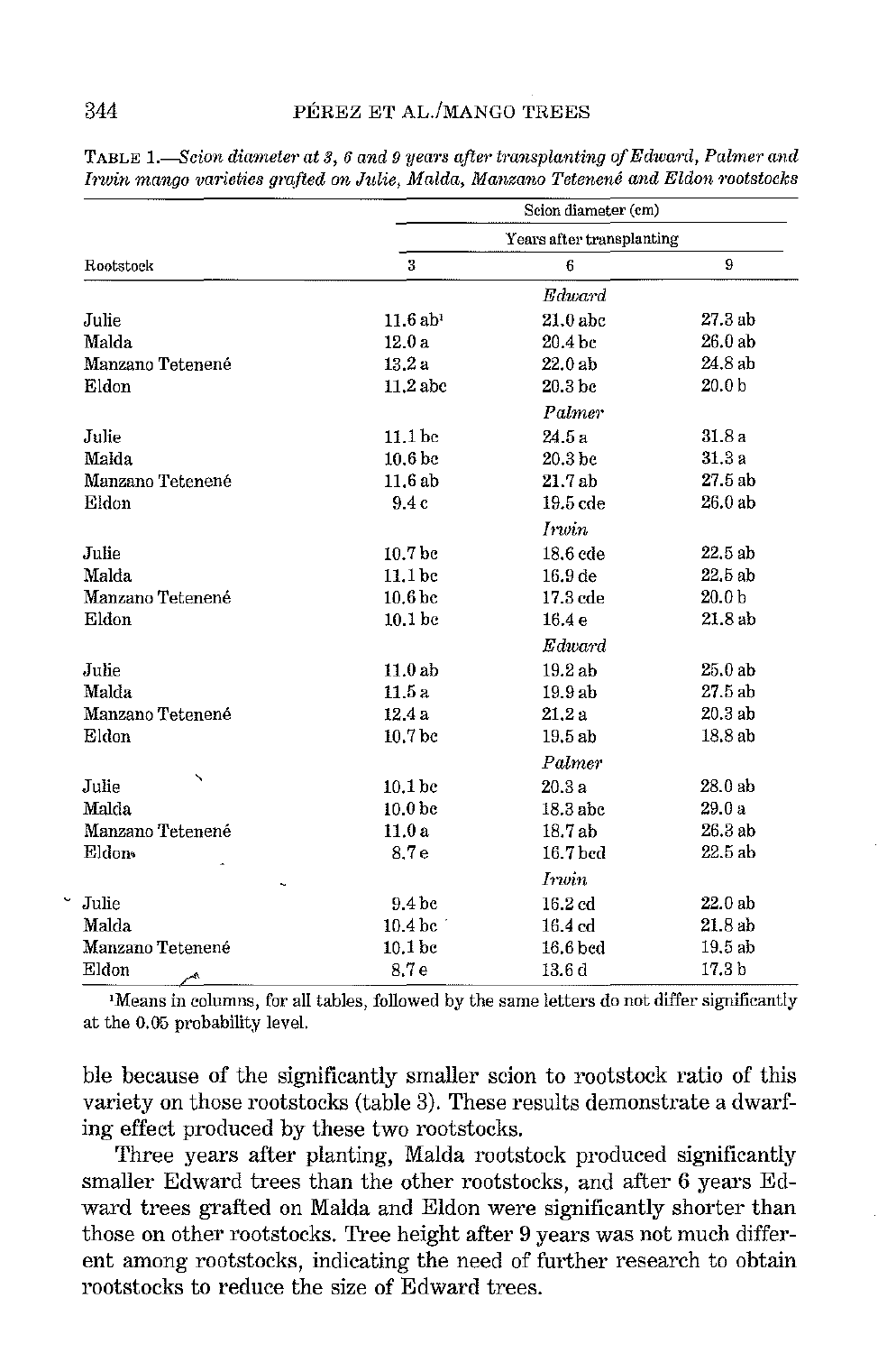TABLE 1.—*Scion diameter at 3, 6 and 9 years after transplanting of Edward, Palmer and Irwin mango varieties grafted on Julie, Malda, Manzano Tetenené and Eldon rootstocks*

| Rootstock | Scion diameter (cm) | | |
|---|---|---|---|
| | Years after transplanting | | |
| | 3 | 6 | 9 |
| | | *Edward* | |
| Julie | 11.6 ab[1] | 21.0 abc | 27.3 ab |
| Malda | 12.0 a | 20.4 bc | 26.0 ab |
| Manzano Tetenené | 13.2 a | 22.0 ab | 24.8 ab |
| Eldon | 11.2 abc | 20.3 bc | 20.0 b |
| | | *Palmer* | |
| Julie | 11.1 bc | 24.5 a | 31.8 a |
| Malda | 10.6 bc | 20.3 bc | 31.3 a |
| Manzano Tetenené | 11.6 ab | 21.7 ab | 27.5 ab |
| Eldon | 9.4 c | 19.5 cde | 26.0 ab |
| | | *Irwin* | |
| Julie | 10.7 bc | 18.6 cde | 22.5 ab |
| Malda | 11.1 bc | 16.9 de | 22.5 ab |
| Manzano Tetenené | 10.6 bc | 17.3 cde | 20.0 b |
| Eldon | 10.1 bc | 16.4 e | 21.8 ab |
| | | *Edward* | |
| Julie | 11.0 ab | 19.2 ab | 25.0 ab |
| Malda | 11.5 a | 19.9 ab | 27.5 ab |
| Manzano Tetenené | 12.4 a | 21.2 a | 20.3 ab |
| Eldon | 10.7 bc | 19.5 ab | 18.8 ab |
| | | *Palmer* | |
| Julie | 10.1 bc | 20.3 a | 28.0 ab |
| Malda | 10.0 bc | 18.3 abc | 29.0 a |
| Manzano Tetenené | 11.0 a | 18.7 ab | 26.3 ab |
| Eldon | 8.7 e | 16.7 bcd | 22.5 ab |
| | | *Irwin* | |
| Julie | 9.4 bc | 16.2 cd | 22.0 ab |
| Malda | 10.4 bc | 16.4 cd | 21.8 ab |
| Manzano Tetenené | 10.1 bc | 16.6 bcd | 19.5 ab |
| Eldon | 8.7 e | 13.6 d | 17.3 b |

[1]Means in columns, for all tables, followed by the same letters do not differ significantly at the 0.05 probability level.

ble because of the significantly smaller scion to rootstock ratio of this variety on those rootstocks (table 3). These results demonstrate a dwarfing effect produced by these two rootstocks.

Three years after planting, Malda rootstock produced significantly smaller Edward trees than the other rootstocks, and after 6 years Edward trees grafted on Malda and Eldon were significantly shorter than those on other rootstocks. Tree height after 9 years was not much different among rootstocks, indicating the need of further research to obtain rootstocks to reduce the size of Edward trees.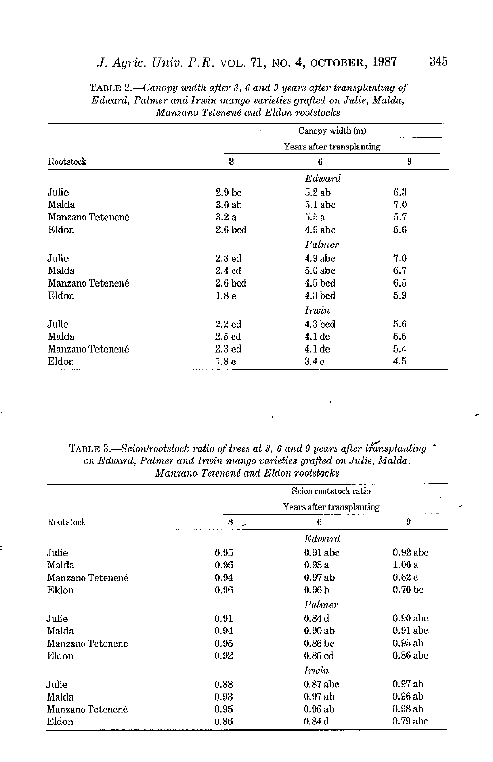TABLE 2.—*Canopy width after 3, 6 and 9 years after transplanting of Edward, Palmer and Irwin mango varieties grafted on Julie, Malda, Manzano Tetenené and Eldon rootstocks*

| Rootstock | Canopy width (m) | | |
|---|---|---|---|
| | Years after transplanting | | |
| | 3 | 6 | 9 |
| | | *Edward* | |
| Julie | 2.9 bc | 5.2 ab | 6.3 |
| Malda | 3.0 ab | 5.1 abc | 7.0 |
| Manzano Tetenené | 3.2 a | 5.5 a | 5.7 |
| Eldon | 2.6 bcd | 4.9 abc | 5.6 |
| | | *Palmer* | |
| Julie | 2.3 ed | 4.9 abc | 7.0 |
| Malda | 2.4 cd | 5.0 abc | 6.7 |
| Manzano Tetenené | 2.6 bcd | 4.5 bcd | 6.5 |
| Eldon | 1.8 e | 4.3 bcd | 5.9 |
| | | *Irwin* | |
| Julie | 2.2 ed | 4.3 bcd | 5.6 |
| Malda | 2.5 cd | 4.1 de | 5.5 |
| Manzano Tetenené | 2.3 ed | 4.1 de | 5.4 |
| Eldon | 1.8 e | 3.4 e | 4.5 |

TABLE 3.—*Scion/rootstock ratio of trees at 3, 6 and 9 years after transplanting on Edward, Palmer and Irwin mango varieties grafted on Julie, Malda, Manzano Tetenené and Eldon rootstocks*

| Rootstock | Scion rootstock ratio | | |
|---|---|---|---|
| | Years after transplanting | | |
| | 3 | 6 | 9 |
| | | *Edward* | |
| Julie | 0.95 | 0.91 abc | 0.92 abc |
| Malda | 0.96 | 0.98 a | 1.06 a |
| Manzano Tetenené | 0.94 | 0.97 ab | 0.62 c |
| Eldon | 0.96 | 0.96 b | 0.70 bc |
| | | *Palmer* | |
| Julie | 0.91 | 0.84 d | 0.90 abc |
| Malda | 0.94 | 0.90 ab | 0.91 abc |
| Manzano Tetenené | 0.95 | 0.86 bc | 0.95 ab |
| Eldon | 0.92 | 0.85 cd | 0.86 abc |
| | | *Irwin* | |
| Julie | 0.88 | 0.87 abc | 0.97 ab |
| Malda | 0.93 | 0.97 ab | 0.96 ab |
| Manzano Tetenené | 0.95 | 0.96 ab | 0.98 ab |
| Eldon | 0.86 | 0.84 d | 0.79 abc |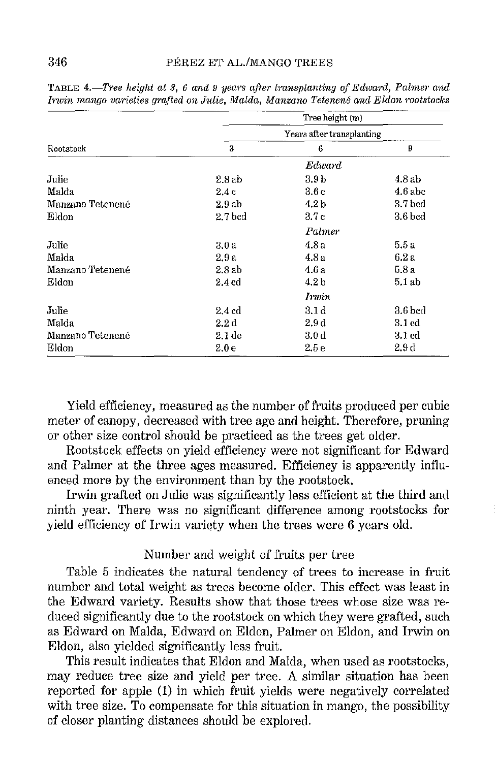TABLE 4.—*Tree height at 3, 6 and 9 years after transplanting of Edward, Palmer and Irwin mango varieties grafted on Julie, Malda, Manzano Tetenené and Eldon rootstocks*

| Rootstock | Tree height (m) | | |
|---|---|---|---|
| | Years after transplanting | | |
| | 3 | 6 | 9 |
| | | *Edward* | |
| Julie | 2.8 ab | 3.9 b | 4.8 ab |
| Malda | 2.4 c | 3.6 c | 4.6 abc |
| Manzano Tetenené | 2.9 ab | 4.2 b | 3.7 bcd |
| Eldon | 2.7 bcd | 3.7 c | 3.6 bcd |
| | | *Palmer* | |
| Julie | 3.0 a | 4.8 a | 5.5 a |
| Malda | 2.9 a | 4.8 a | 6.2 a |
| Manzano Tetenené | 2.8 ab | 4.6 a | 5.8 a |
| Eldon | 2.4 cd | 4.2 b | 5.1 ab |
| | | *Irwin* | |
| Julie | 2.4 cd | 3.1 d | 3.6 bcd |
| Malda | 2.2 d | 2.9 d | 3.1 cd |
| Manzano Tetenené | 2.1 de | 3.0 d | 3.1 cd |
| Eldon | 2.0 e | 2.5 e | 2.9 d |

Yield efficiency, measured as the number of fruits produced per cubic meter of canopy, decreased with tree age and height. Therefore, pruning or other size control should be practiced as the trees get older.

Rootstock effects on yield efficiency were not significant for Edward and Palmer at the three ages measured. Efficiency is apparently influenced more by the environment than by the rootstock.

Irwin grafted on Julie was significantly less efficient at the third and ninth year. There was no significant difference among rootstocks for yield efficiency of Irwin variety when the trees were 6 years old.

## Number and weight of fruits per tree

Table 5 indicates the natural tendency of trees to increase in fruit number and total weight as trees become older. This effect was least in the Edward variety. Results show that those trees whose size was reduced significantly due to the rootstock on which they were grafted, such as Edward on Malda, Edward on Eldon, Palmer on Eldon, and Irwin on Eldon, also yielded significantly less fruit.

This result indicates that Eldon and Malda, when used as rootstocks, may reduce tree size and yield per tree. A similar situation has been reported for apple (1) in which fruit yields were negatively correlated with tree size. To compensate for this situation in mango, the possibility of closer planting distances should be explored.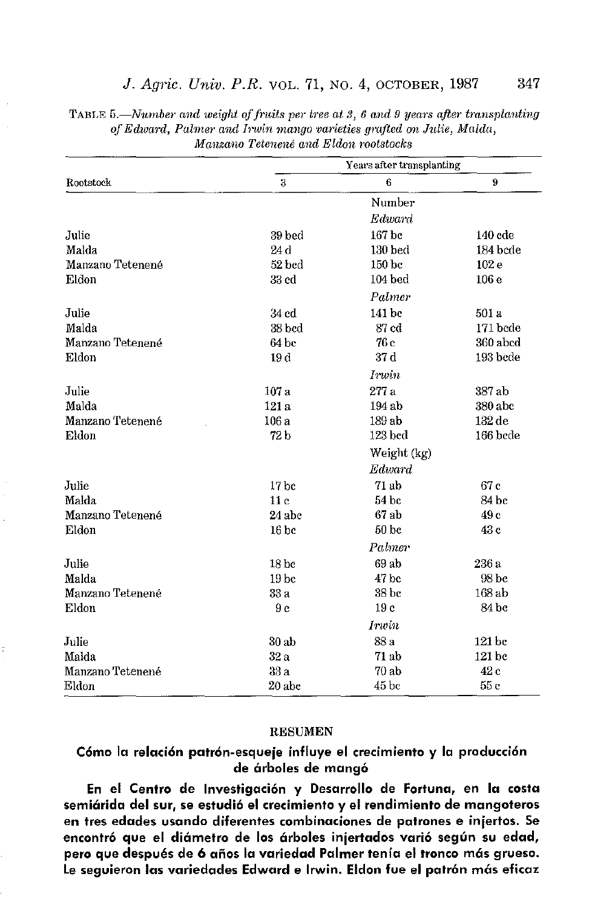TABLE 5.—*Number and weight of fruits per tree at 3, 6 and 9 years after transplanting of Edward, Palmer and Irwin mango varieties grafted on Julie, Malda, Manzano Tetenené and Eldon rootstocks*

| Rootstock | Years after transplanting | | |
|---|---|---|---|
| | 3 | 6 | 9 |
| | | Number | |
| | | *Edward* | |
| Julie | 39 bcd | 167 bc | 140 cde |
| Malda | 24 d | 130 bcd | 184 bcde |
| Manzano Tetenené | 52 bcd | 150 bc | 102 e |
| Eldon | 33 cd | 104 bcd | 106 e |
| | | *Palmer* | |
| Julie | 34 cd | 141 bc | 501 a |
| Malda | 38 bcd | 87 cd | 171 bcde |
| Manzano Tetenené | 64 bc | 76 c | 360 abcd |
| Eldon | 19 d | 37 d | 193 bcde |
| | | *Irwin* | |
| Julie | 107 a | 277 a | 387 ab |
| Malda | 121 a | 194 ab | 380 abc |
| Manzano Tetenené | 106 a | 189 ab | 132 de |
| Eldon | 72 b | 123 bcd | 166 bcde |
| | | Weight (kg) | |
| | | *Edward* | |
| Julie | 17 bc | 71 ab | 67 c |
| Malda | 11 c | 54 bc | 84 bc |
| Manzano Tetenené | 24 abc | 67 ab | 49 c |
| Eldon | 16 bc | 50 bc | 43 c |
| | | *Palmer* | |
| Julie | 18 bc | 69 ab | 236 a |
| Malda | 19 bc | 47 bc | 98 bc |
| Manzano Tetenené | 33 a | 38 bc | 168 ab |
| Eldon | 9 c | 19 c | 84 bc |
| | | *Irwin* | |
| Julie | 30 ab | 88 a | 121 bc |
| Malda | 32 a | 71 ab | 121 bc |
| Manzano Tetenené | 33 a | 70 ab | 42 c |
| Eldon | 20 abc | 45 bc | 55 c |

## RESUMEN

### Cómo la relación patrón-esqueje influye el crecimiento y la producción de árboles de mangó

**En el Centro de Investigación y Desarrollo de Fortuna, en la costa semiárida del sur, se estudió el crecimiento y el rendimiento de mangoteros en tres edades usando diferentes combinaciones de patrones e injertos. Se encontró que el diámetro de los árboles injertados varió según su edad, pero que después de 6 años la variedad Palmer tenía el tronco más grueso. Le siguieron las variedades Edward e Irwin. Eldon fue el patrón más eficaz**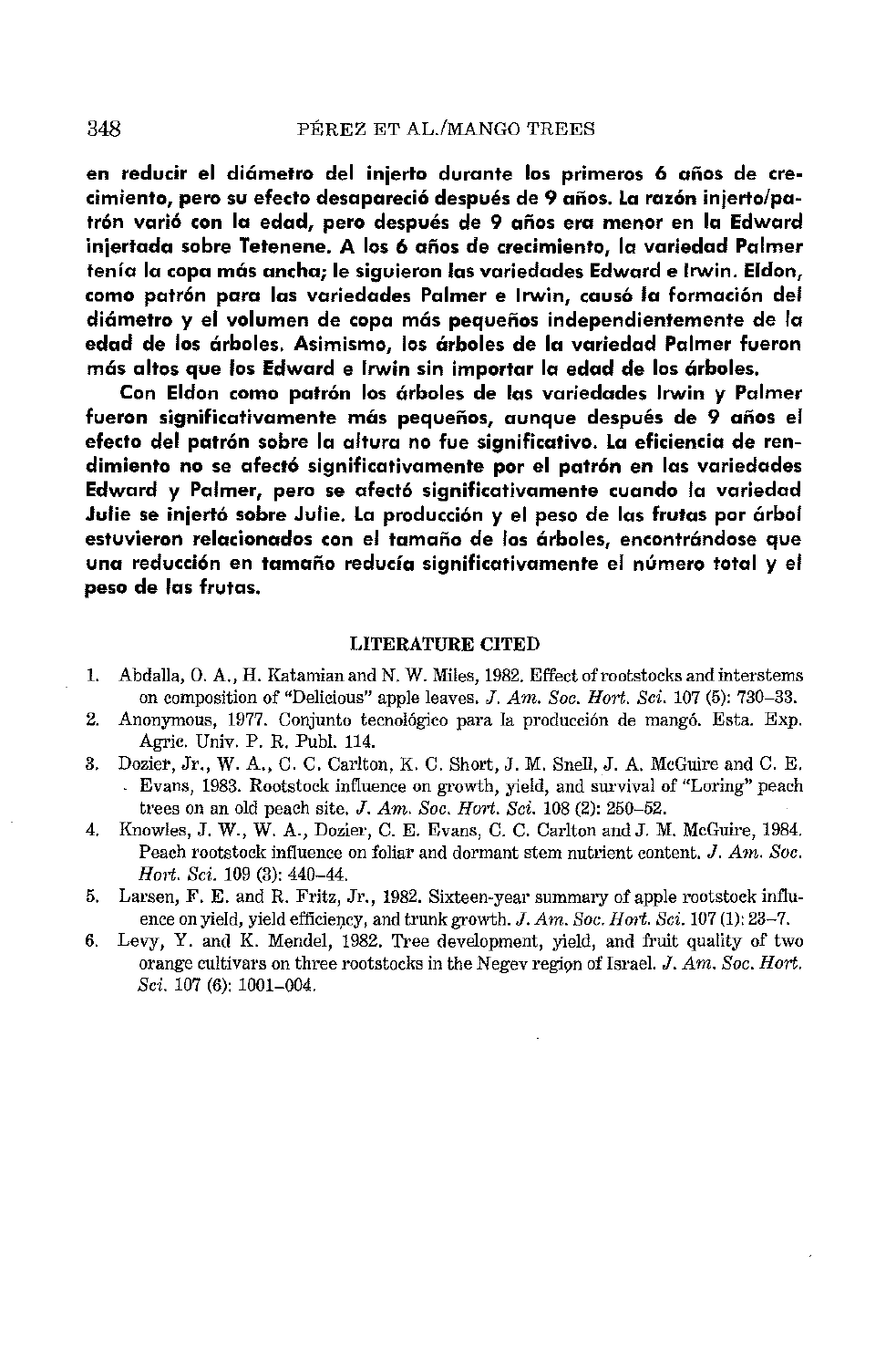**en reducir el diámetro del injerto durante los primeros 6 años de crecimiento, pero su efecto desapareció después de 9 años. La razón injerto/patrón varió con la edad, pero después de 9 años era menor en la Edward injertada sobre Tetenene. A los 6 años de crecimiento, la variedad Palmer tenía la copa más ancha; le siguieron las variedades Edward e Irwin. Eldon, como patrón para las variedades Palmer e Irwin, causó la formación del diámetro y el volumen de copa más pequeños independientemente de la edad de los árboles. Asimismo, los árboles de la variedad Palmer fueron más altos que los Edward e Irwin sin importar la edad de los árboles.**

**Con Eldon como patrón los árboles de las variedades Irwin y Palmer fueron significativamente más pequeños, aunque después de 9 años el efecto del patrón sobre la altura no fue significativo. La eficiencia de rendimiento no se afectó significativamente por el patrón en las variedades Edward y Palmer, pero se afectó significativamente cuando la variedad Julie se injertó sobre Julie. La producción y el peso de las frutas por árbol estuvieron relacionados con el tamaño de los árboles, encontrándose que una reducción en tamaño reducía significativamente el número total y el peso de las frutas.**

## LITERATURE CITED

1. Abdalla, O. A., H. Katamian and N. W. Miles, 1982. Effect of rootstocks and interstems on composition of "Delicious" apple leaves. *J. Am. Soc. Hort. Sci.* 107 (5): 730–33.
2. Anonymous, 1977. Conjunto tecnológico para la producción de mangó. Esta. Exp. Agric. Univ. P. R. Publ. 114.
3. Dozier, Jr., W. A., C. C. Carlton, K. C. Short, J. M. Snell, J. A. McGuire and C. E. Evans, 1983. Rootstock influence on growth, yield, and survival of "Loring" peach trees on an old peach site. *J. Am. Soc. Hort. Sci.* 108 (2): 250–52.
4. Knowles, J. W., W. A., Dozier, C. E. Evans, C. C. Carlton and J. M. McGuire, 1984. Peach rootstock influence on foliar and dormant stem nutrient content. *J. Am. Soc. Hort. Sci.* 109 (3): 440–44.
5. Larsen, F. E. and R. Fritz, Jr., 1982. Sixteen-year summary of apple rootstock influence on yield, yield efficiency, and trunk growth. *J. Am. Soc. Hort. Sci.* 107 (1): 23–7.
6. Levy, Y. and K. Mendel, 1982. Tree development, yield, and fruit quality of two orange cultivars on three rootstocks in the Negev region of Israel. *J. Am. Soc. Hort. Sci.* 107 (6): 1001–004.